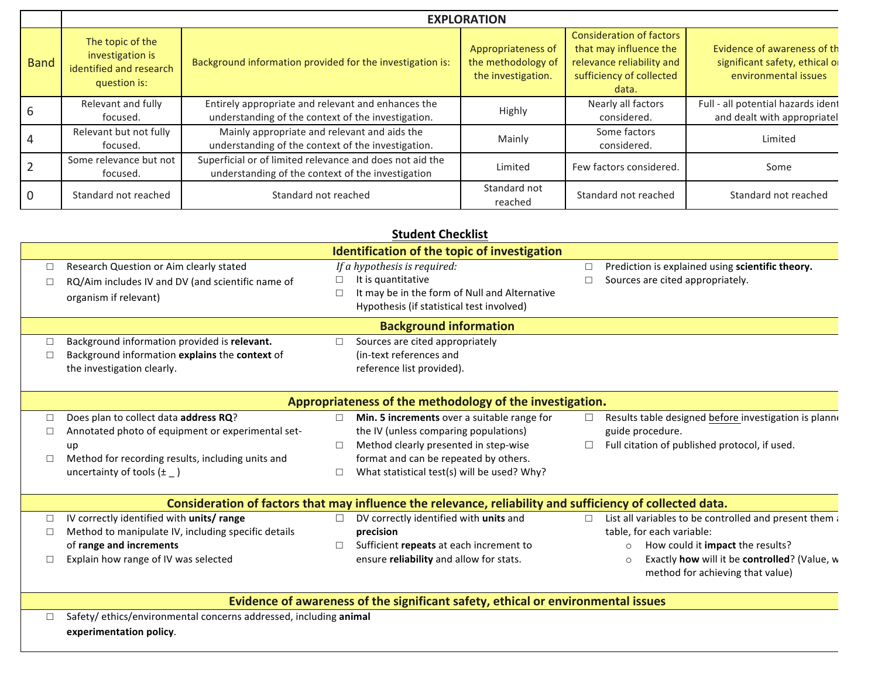| | EXPLORATION | | | | |
|---|---|---|---|---|---|
| Band | The topic of the investigation is identified and research question is: | Background information provided for the investigation is: | Appropriateness of the methodology of the investigation. | Consideration of factors that may influence the relevance reliability and sufficiency of collected data. | Evidence of awareness of th significant safety, ethical o environmental issues |
| 6 | Relevant and fully focused. | Entirely appropriate and relevant and enhances the understanding of the context of the investigation. | Highly | Nearly all factors considered. | Full - all potential hazards ident and dealt with appropriatel |
| 4 | Relevant but not fully focused. | Mainly appropriate and relevant and aids the understanding of the context of the investigation. | Mainly | Some factors considered. | Limited |
| 2 | Some relevance but not focused. | Superficial or of limited relevance and does not aid the understanding of the context of the investigation | Limited | Few factors considered. | Some |
| 0 | Standard not reached | Standard not reached | Standard not reached | Standard not reached | Standard not reached |

## Student Checklist

### Identification of the topic of investigation

- ☐ Research Question or Aim clearly stated
- ☐ RQ/Aim includes IV and DV (and scientific name of organism if relevant)

*If a hypothesis is required:*

- ☐ It is quantitative
- ☐ It may be in the form of Null and Alternative Hypothesis (if statistical test involved)
- ☐ Prediction is explained using **scientific theory.**
- ☐ Sources are cited appropriately.

### Background information

- ☐ Background information provided is **relevant.**
- ☐ Background information **explains** the **context** of the investigation clearly.
- ☐ Sources are cited appropriately (in-text references and reference list provided).

### Appropriateness of the methodology of the investigation.

- ☐ Does plan to collect data **address RQ**?
- ☐ Annotated photo of equipment or experimental set-up
- ☐ Method for recording results, including units and uncertainty of tools (± _ )
- ☐ **Min. 5 increments** over a suitable range for the IV (unless comparing populations)
- ☐ Method clearly presented in step-wise format and can be repeated by others.
- ☐ What statistical test(s) will be used? Why?
- ☐ Results table designed before investigation is planne guide procedure.
- ☐ Full citation of published protocol, if used.

### Consideration of factors that may influence the relevance, reliability and sufficiency of collected data.

- ☐ IV correctly identified with **units/ range**
- ☐ Method to manipulate IV, including specific details of **range and increments**
- ☐ Explain how range of IV was selected
- ☐ DV correctly identified with **units** and **precision**
- ☐ Sufficient **repeats** at each increment to ensure **reliability** and allow for stats.
- ☐ List all variables to be controlled and present them a table, for each variable:
  - How could it **impact** the results?
  - Exactly **how** will it be **controlled**? (Value, w method for achieving that value)

### Evidence of awareness of the significant safety, ethical or environmental issues

- ☐ Safety/ ethics/environmental concerns addressed, including **animal experimentation policy**.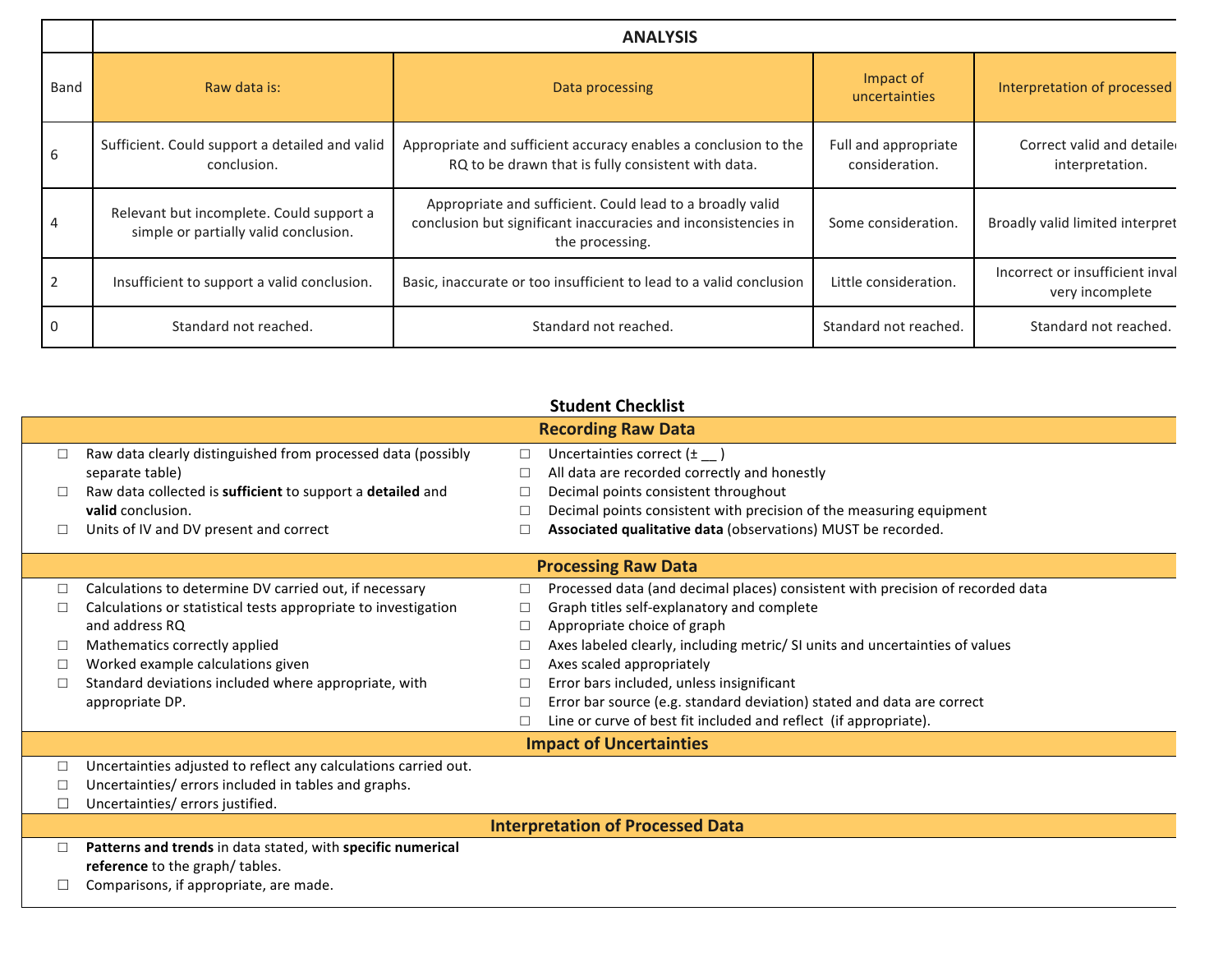| | ANALYSIS | | | |
|---|---|---|---|---|
| Band | Raw data is: | Data processing | Impact of uncertainties | Interpretation of processed |
| 6 | Sufficient. Could support a detailed and valid conclusion. | Appropriate and sufficient accuracy enables a conclusion to the RQ to be drawn that is fully consistent with data. | Full and appropriate consideration. | Correct valid and detaile interpretation. |
| 4 | Relevant but incomplete. Could support a simple or partially valid conclusion. | Appropriate and sufficient. Could lead to a broadly valid conclusion but significant inaccuracies and inconsistencies in the processing. | Some consideration. | Broadly valid limited interpret |
| 2 | Insufficient to support a valid conclusion. | Basic, inaccurate or too insufficient to lead to a valid conclusion | Little consideration. | Incorrect or insufficient inval very incomplete |
| 0 | Standard not reached. | Standard not reached. | Standard not reached. | Standard not reached. |

## Student Checklist

### Recording Raw Data

- ☐ Raw data clearly distinguished from processed data (possibly separate table)
- ☐ Raw data collected is **sufficient** to support a **detailed** and **valid** conclusion.
- ☐ Units of IV and DV present and correct
- ☐ Uncertainties correct (± __ )
- ☐ All data are recorded correctly and honestly
- ☐ Decimal points consistent throughout
- ☐ Decimal points consistent with precision of the measuring equipment
- ☐ **Associated qualitative data** (observations) MUST be recorded.

### Processing Raw Data

- ☐ Calculations to determine DV carried out, if necessary
- ☐ Calculations or statistical tests appropriate to investigation and address RQ
- ☐ Mathematics correctly applied
- ☐ Worked example calculations given
- ☐ Standard deviations included where appropriate, with appropriate DP.
- ☐ Processed data (and decimal places) consistent with precision of recorded data
- ☐ Graph titles self-explanatory and complete
- ☐ Appropriate choice of graph
- ☐ Axes labeled clearly, including metric/ SI units and uncertainties of values
- ☐ Axes scaled appropriately
- ☐ Error bars included, unless insignificant
- ☐ Error bar source (e.g. standard deviation) stated and data are correct
- ☐ Line or curve of best fit included and reflect (if appropriate).

### Impact of Uncertainties

- ☐ Uncertainties adjusted to reflect any calculations carried out.
- ☐ Uncertainties/ errors included in tables and graphs.
- ☐ Uncertainties/ errors justified.

### Interpretation of Processed Data

- ☐ **Patterns and trends** in data stated, with **specific numerical reference** to the graph/ tables.
- ☐ Comparisons, if appropriate, are made.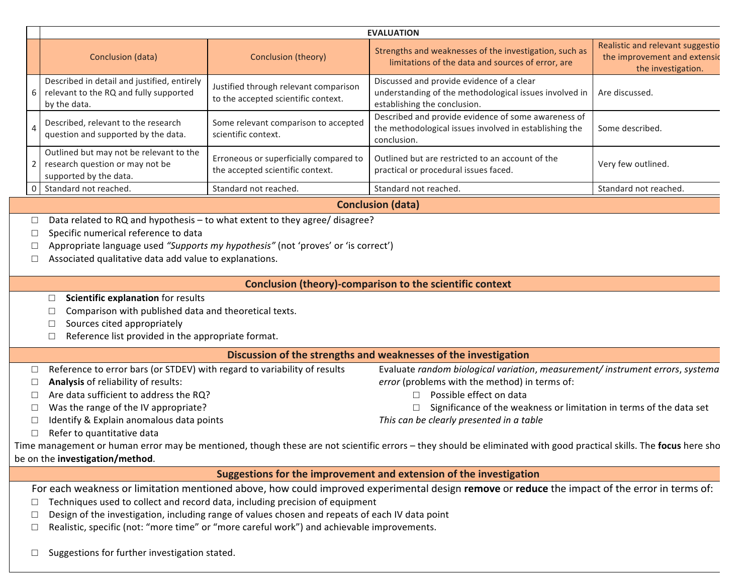| | EVALUATION | | | |
|---|---|---|---|---|
| | Conclusion (data) | Conclusion (theory) | Strengths and weaknesses of the investigation, such as limitations of the data and sources of error, are | Realistic and relevant suggestio the improvement and extensio the investigation. |
| 6 | Described in detail and justified, entirely relevant to the RQ and fully supported by the data. | Justified through relevant comparison to the accepted scientific context. | Discussed and provide evidence of a clear understanding of the methodological issues involved in establishing the conclusion. | Are discussed. |
| 4 | Described, relevant to the research question and supported by the data. | Some relevant comparison to accepted scientific context. | Described and provide evidence of some awareness of the methodological issues involved in establishing the conclusion. | Some described. |
| 2 | Outlined but may not be relevant to the research question or may not be supported by the data. | Erroneous or superficially compared to the accepted scientific context. | Outlined but are restricted to an account of the practical or procedural issues faced. | Very few outlined. |
| 0 | Standard not reached. | Standard not reached. | Standard not reached. | Standard not reached. |

## Conclusion (data)

- ☐ Data related to RQ and hypothesis – to what extent to they agree/ disagree?
- ☐ Specific numerical reference to data
- ☐ Appropriate language used *"Supports my hypothesis"* (not 'proves' or 'is correct')
- ☐ Associated qualitative data add value to explanations.

## Conclusion (theory)-comparison to the scientific context

- ☐ **Scientific explanation** for results
- ☐ Comparison with published data and theoretical texts.
- ☐ Sources cited appropriately
- ☐ Reference list provided in the appropriate format.

## Discussion of the strengths and weaknesses of the investigation

- ☐ Reference to error bars (or STDEV) with regard to variability of results
- ☐ **Analysis** of reliability of results:
- ☐ Are data sufficient to address the RQ?
- ☐ Was the range of the IV appropriate?
- ☐ Identify & Explain anomalous data points
- ☐ Refer to quantitative data

Evaluate *random biological variation*, *measurement/ instrument errors*, *systema error* (problems with the method) in terms of:

- ☐ Possible effect on data
- ☐ Significance of the weakness or limitation in terms of the data set

*This can be clearly presented in a table*

Time management or human error may be mentioned, though these are not scientific errors – they should be eliminated with good practical skills. The **focus** here sho be on the **investigation/method**.

## Suggestions for the improvement and extension of the investigation

For each weakness or limitation mentioned above, how could improved experimental design **remove** or **reduce** the impact of the error in terms of:

- ☐ Techniques used to collect and record data, including precision of equipment
- ☐ Design of the investigation, including range of values chosen and repeats of each IV data point
- ☐ Realistic, specific (not: "more time" or "more careful work") and achievable improvements.

- ☐ Suggestions for further investigation stated.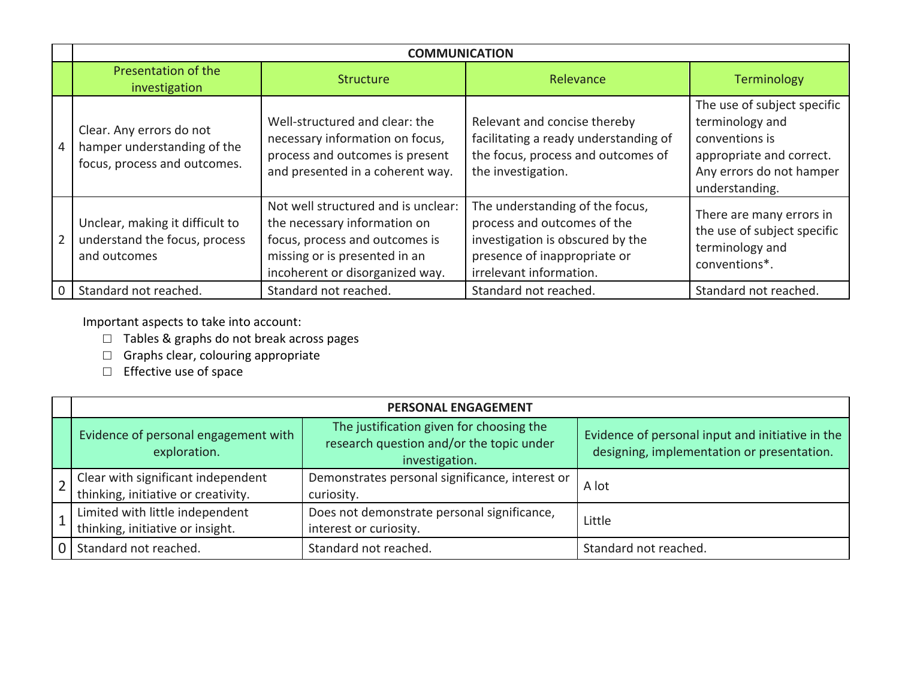| | COMMUNICATION | | | |
|---|---|---|---|---|
| | Presentation of the investigation | Structure | Relevance | Terminology |
| 4 | Clear. Any errors do not hamper understanding of the focus, process and outcomes. | Well-structured and clear: the necessary information on focus, process and outcomes is present and presented in a coherent way. | Relevant and concise thereby facilitating a ready understanding of the focus, process and outcomes of the investigation. | The use of subject specific terminology and conventions is appropriate and correct. Any errors do not hamper understanding. |
| 2 | Unclear, making it difficult to understand the focus, process and outcomes | Not well structured and is unclear: the necessary information on focus, process and outcomes is missing or is presented in an incoherent or disorganized way. | The understanding of the focus, process and outcomes of the investigation is obscured by the presence of inappropriate or irrelevant information. | There are many errors in the use of subject specific terminology and conventions*. |
| 0 | Standard not reached. | Standard not reached. | Standard not reached. | Standard not reached. |

Important aspects to take into account:

- ☐ Tables & graphs do not break across pages
- ☐ Graphs clear, colouring appropriate
- ☐ Effective use of space

| | PERSONAL ENGAGEMENT | | |
|---|---|---|---|
| | Evidence of personal engagement with exploration. | The justification given for choosing the research question and/or the topic under investigation. | Evidence of personal input and initiative in the designing, implementation or presentation. |
| 2 | Clear with significant independent thinking, initiative or creativity. | Demonstrates personal significance, interest or curiosity. | A lot |
| 1 | Limited with little independent thinking, initiative or insight. | Does not demonstrate personal significance, interest or curiosity. | Little |
| 0 | Standard not reached. | Standard not reached. | Standard not reached. |